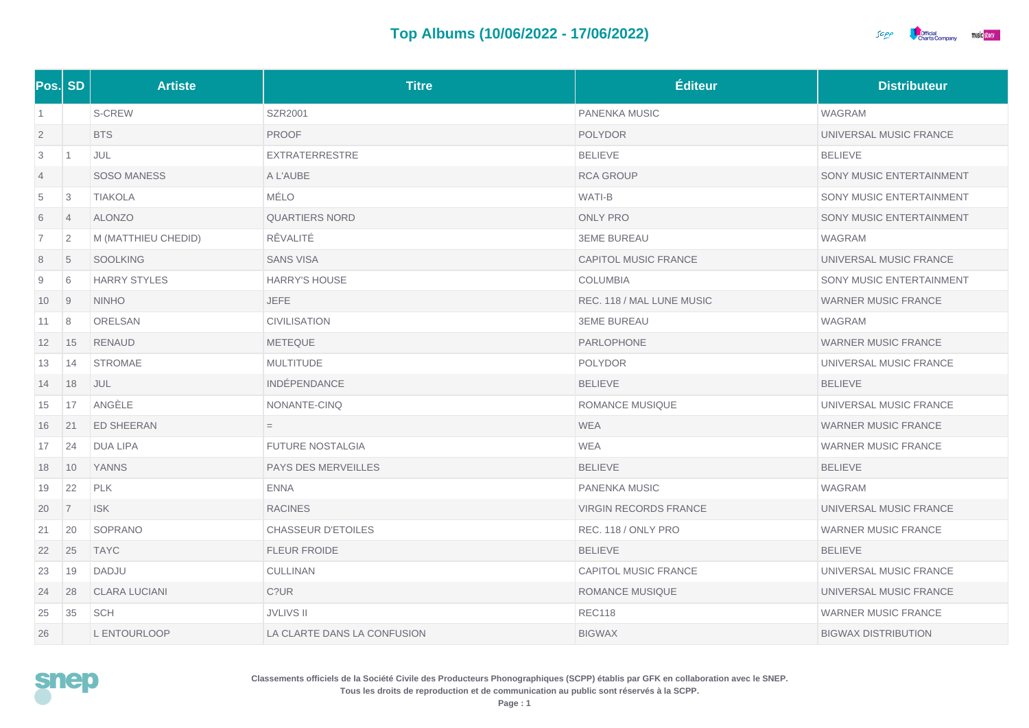# Top Albums (10/06/2022 - 17/06/2022)

| Pos. | SD | Artiste | Titre | Éditeur | Distributeur |
|---|---|---|---|---|---|
| 1 | | S-CREW | SZR2001 | PANENKA MUSIC | WAGRAM |
| 2 | | BTS | PROOF | POLYDOR | UNIVERSAL MUSIC FRANCE |
| 3 | 1 | JUL | EXTRATERRESTRE | BELIEVE | BELIEVE |
| 4 | | SOSO MANESS | A L'AUBE | RCA GROUP | SONY MUSIC ENTERTAINMENT |
| 5 | 3 | TIAKOLA | MÉLO | WATI-B | SONY MUSIC ENTERTAINMENT |
| 6 | 4 | ALONZO | QUARTIERS NORD | ONLY PRO | SONY MUSIC ENTERTAINMENT |
| 7 | 2 | M (MATTHIEU CHEDID) | RÊVALITÉ | 3EME BUREAU | WAGRAM |
| 8 | 5 | SOOLKING | SANS VISA | CAPITOL MUSIC FRANCE | UNIVERSAL MUSIC FRANCE |
| 9 | 6 | HARRY STYLES | HARRY'S HOUSE | COLUMBIA | SONY MUSIC ENTERTAINMENT |
| 10 | 9 | NINHO | JEFE | REC. 118 / MAL LUNE MUSIC | WARNER MUSIC FRANCE |
| 11 | 8 | ORELSAN | CIVILISATION | 3EME BUREAU | WAGRAM |
| 12 | 15 | RENAUD | METEQUE | PARLOPHONE | WARNER MUSIC FRANCE |
| 13 | 14 | STROMAE | MULTITUDE | POLYDOR | UNIVERSAL MUSIC FRANCE |
| 14 | 18 | JUL | INDÉPENDANCE | BELIEVE | BELIEVE |
| 15 | 17 | ANGÈLE | NONANTE-CINQ | ROMANCE MUSIQUE | UNIVERSAL MUSIC FRANCE |
| 16 | 21 | ED SHEERAN | = | WEA | WARNER MUSIC FRANCE |
| 17 | 24 | DUA LIPA | FUTURE NOSTALGIA | WEA | WARNER MUSIC FRANCE |
| 18 | 10 | YANNS | PAYS DES MERVEILLES | BELIEVE | BELIEVE |
| 19 | 22 | PLK | ENNA | PANENKA MUSIC | WAGRAM |
| 20 | 7 | ISK | RACINES | VIRGIN RECORDS FRANCE | UNIVERSAL MUSIC FRANCE |
| 21 | 20 | SOPRANO | CHASSEUR D'ETOILES | REC. 118 / ONLY PRO | WARNER MUSIC FRANCE |
| 22 | 25 | TAYC | FLEUR FROIDE | BELIEVE | BELIEVE |
| 23 | 19 | DADJU | CULLINAN | CAPITOL MUSIC FRANCE | UNIVERSAL MUSIC FRANCE |
| 24 | 28 | CLARA LUCIANI | C?UR | ROMANCE MUSIQUE | UNIVERSAL MUSIC FRANCE |
| 25 | 35 | SCH | JVLIVS II | REC118 | WARNER MUSIC FRANCE |
| 26 | | L ENTOURLOOP | LA CLARTE DANS LA CONFUSION | BIGWAX | BIGWAX DISTRIBUTION |

**Classements officiels de la Société Civile des Producteurs Phonographiques (SCPP) établis par GFK en collaboration avec le SNEP.**
**Tous les droits de reproduction et de communication au public sont réservés à la SCPP.**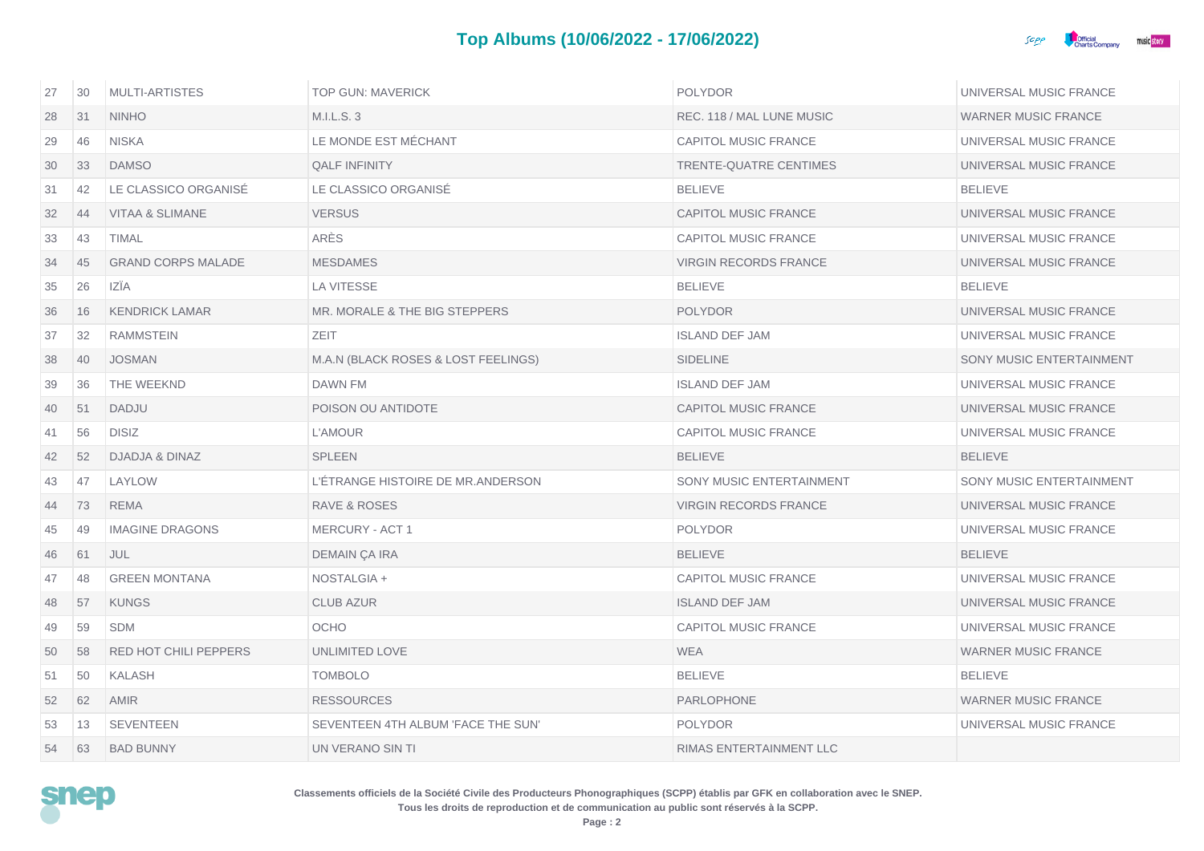# Top Albums (10/06/2022 - 17/06/2022)

| | | | | | |
|---|---|---|---|---|---|
| 27 | 30 | MULTI-ARTISTES | TOP GUN: MAVERICK | POLYDOR | UNIVERSAL MUSIC FRANCE |
| 28 | 31 | NINHO | M.I.L.S. 3 | REC. 118 / MAL LUNE MUSIC | WARNER MUSIC FRANCE |
| 29 | 46 | NISKA | LE MONDE EST MÉCHANT | CAPITOL MUSIC FRANCE | UNIVERSAL MUSIC FRANCE |
| 30 | 33 | DAMSO | QALF INFINITY | TRENTE-QUATRE CENTIMES | UNIVERSAL MUSIC FRANCE |
| 31 | 42 | LE CLASSICO ORGANISÉ | LE CLASSICO ORGANISÉ | BELIEVE | BELIEVE |
| 32 | 44 | VITAA & SLIMANE | VERSUS | CAPITOL MUSIC FRANCE | UNIVERSAL MUSIC FRANCE |
| 33 | 43 | TIMAL | ARÈS | CAPITOL MUSIC FRANCE | UNIVERSAL MUSIC FRANCE |
| 34 | 45 | GRAND CORPS MALADE | MESDAMES | VIRGIN RECORDS FRANCE | UNIVERSAL MUSIC FRANCE |
| 35 | 26 | IZÏA | LA VITESSE | BELIEVE | BELIEVE |
| 36 | 16 | KENDRICK LAMAR | MR. MORALE & THE BIG STEPPERS | POLYDOR | UNIVERSAL MUSIC FRANCE |
| 37 | 32 | RAMMSTEIN | ZEIT | ISLAND DEF JAM | UNIVERSAL MUSIC FRANCE |
| 38 | 40 | JOSMAN | M.A.N (BLACK ROSES & LOST FEELINGS) | SIDELINE | SONY MUSIC ENTERTAINMENT |
| 39 | 36 | THE WEEKND | DAWN FM | ISLAND DEF JAM | UNIVERSAL MUSIC FRANCE |
| 40 | 51 | DADJU | POISON OU ANTIDOTE | CAPITOL MUSIC FRANCE | UNIVERSAL MUSIC FRANCE |
| 41 | 56 | DISIZ | L'AMOUR | CAPITOL MUSIC FRANCE | UNIVERSAL MUSIC FRANCE |
| 42 | 52 | DJADJA & DINAZ | SPLEEN | BELIEVE | BELIEVE |
| 43 | 47 | LAYLOW | L'ÉTRANGE HISTOIRE DE MR.ANDERSON | SONY MUSIC ENTERTAINMENT | SONY MUSIC ENTERTAINMENT |
| 44 | 73 | REMA | RAVE & ROSES | VIRGIN RECORDS FRANCE | UNIVERSAL MUSIC FRANCE |
| 45 | 49 | IMAGINE DRAGONS | MERCURY - ACT 1 | POLYDOR | UNIVERSAL MUSIC FRANCE |
| 46 | 61 | JUL | DEMAIN ÇA IRA | BELIEVE | BELIEVE |
| 47 | 48 | GREEN MONTANA | NOSTALGIA + | CAPITOL MUSIC FRANCE | UNIVERSAL MUSIC FRANCE |
| 48 | 57 | KUNGS | CLUB AZUR | ISLAND DEF JAM | UNIVERSAL MUSIC FRANCE |
| 49 | 59 | SDM | OCHO | CAPITOL MUSIC FRANCE | UNIVERSAL MUSIC FRANCE |
| 50 | 58 | RED HOT CHILI PEPPERS | UNLIMITED LOVE | WEA | WARNER MUSIC FRANCE |
| 51 | 50 | KALASH | TOMBOLO | BELIEVE | BELIEVE |
| 52 | 62 | AMIR | RESSOURCES | PARLOPHONE | WARNER MUSIC FRANCE |
| 53 | 13 | SEVENTEEN | SEVENTEEN 4TH ALBUM 'FACE THE SUN' | POLYDOR | UNIVERSAL MUSIC FRANCE |
| 54 | 63 | BAD BUNNY | UN VERANO SIN TI | RIMAS ENTERTAINMENT LLC | |

**Classements officiels de la Société Civile des Producteurs Phonographiques (SCPP) établis par GFK en collaboration avec le SNEP.**
**Tous les droits de reproduction et de communication au public sont réservés à la SCPP.**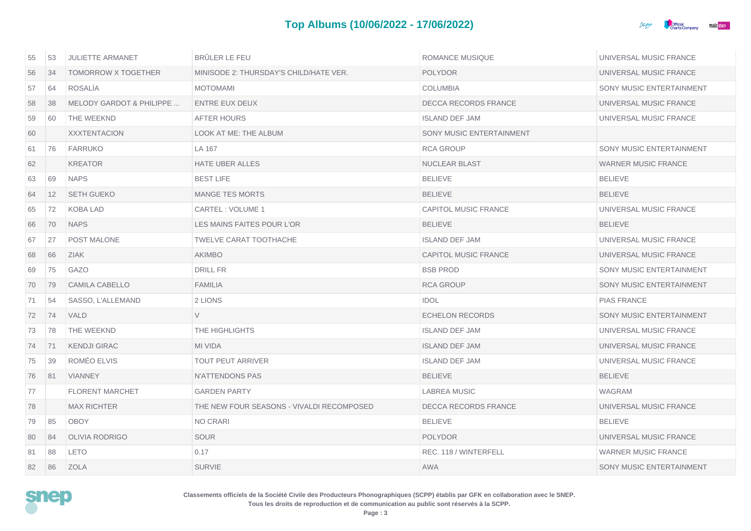## Top Albums (10/06/2022 - 17/06/2022)

| | | | | | |
|---|---|---|---|---|---|
| 55 | 53 | JULIETTE ARMANET | BRÛLER LE FEU | ROMANCE MUSIQUE | UNIVERSAL MUSIC FRANCE |
| 56 | 34 | TOMORROW X TOGETHER | MINISODE 2: THURSDAY'S CHILD/HATE VER. | POLYDOR | UNIVERSAL MUSIC FRANCE |
| 57 | 64 | ROSALÍA | MOTOMAMI | COLUMBIA | SONY MUSIC ENTERTAINMENT |
| 58 | 38 | MELODY GARDOT & PHILIPPE ... | ENTRE EUX DEUX | DECCA RECORDS FRANCE | UNIVERSAL MUSIC FRANCE |
| 59 | 60 | THE WEEKND | AFTER HOURS | ISLAND DEF JAM | UNIVERSAL MUSIC FRANCE |
| 60 | | XXXTENTACION | LOOK AT ME: THE ALBUM | SONY MUSIC ENTERTAINMENT | |
| 61 | 76 | FARRUKO | LA 167 | RCA GROUP | SONY MUSIC ENTERTAINMENT |
| 62 | | KREATOR | HATE UBER ALLES | NUCLEAR BLAST | WARNER MUSIC FRANCE |
| 63 | 69 | NAPS | BEST LIFE | BELIEVE | BELIEVE |
| 64 | 12 | SETH GUEKO | MANGE TES MORTS | BELIEVE | BELIEVE |
| 65 | 72 | KOBA LAD | CARTEL : VOLUME 1 | CAPITOL MUSIC FRANCE | UNIVERSAL MUSIC FRANCE |
| 66 | 70 | NAPS | LES MAINS FAITES POUR L'OR | BELIEVE | BELIEVE |
| 67 | 27 | POST MALONE | TWELVE CARAT TOOTHACHE | ISLAND DEF JAM | UNIVERSAL MUSIC FRANCE |
| 68 | 66 | ZIAK | AKIMBO | CAPITOL MUSIC FRANCE | UNIVERSAL MUSIC FRANCE |
| 69 | 75 | GAZO | DRILL FR | BSB PROD | SONY MUSIC ENTERTAINMENT |
| 70 | 79 | CAMILA CABELLO | FAMILIA | RCA GROUP | SONY MUSIC ENTERTAINMENT |
| 71 | 54 | SASSO, L'ALLEMAND | 2 LIONS | IDOL | PIAS FRANCE |
| 72 | 74 | VALD | V | ECHELON RECORDS | SONY MUSIC ENTERTAINMENT |
| 73 | 78 | THE WEEKND | THE HIGHLIGHTS | ISLAND DEF JAM | UNIVERSAL MUSIC FRANCE |
| 74 | 71 | KENDJI GIRAC | MI VIDA | ISLAND DEF JAM | UNIVERSAL MUSIC FRANCE |
| 75 | 39 | ROMÉO ELVIS | TOUT PEUT ARRIVER | ISLAND DEF JAM | UNIVERSAL MUSIC FRANCE |
| 76 | 81 | VIANNEY | N'ATTENDONS PAS | BELIEVE | BELIEVE |
| 77 | | FLORENT MARCHET | GARDEN PARTY | LABREA MUSIC | WAGRAM |
| 78 | | MAX RICHTER | THE NEW FOUR SEASONS - VIVALDI RECOMPOSED | DECCA RECORDS FRANCE | UNIVERSAL MUSIC FRANCE |
| 79 | 85 | OBOY | NO CRARI | BELIEVE | BELIEVE |
| 80 | 84 | OLIVIA RODRIGO | SOUR | POLYDOR | UNIVERSAL MUSIC FRANCE |
| 81 | 88 | LETO | 0.17 | REC. 118 / WINTERFELL | WARNER MUSIC FRANCE |
| 82 | 86 | ZOLA | SURVIE | AWA | SONY MUSIC ENTERTAINMENT |

**Classements officiels de la Société Civile des Producteurs Phonographiques (SCPP) établis par GFK en collaboration avec le SNEP.**
**Tous les droits de reproduction et de communication au public sont réservés à la SCPP.**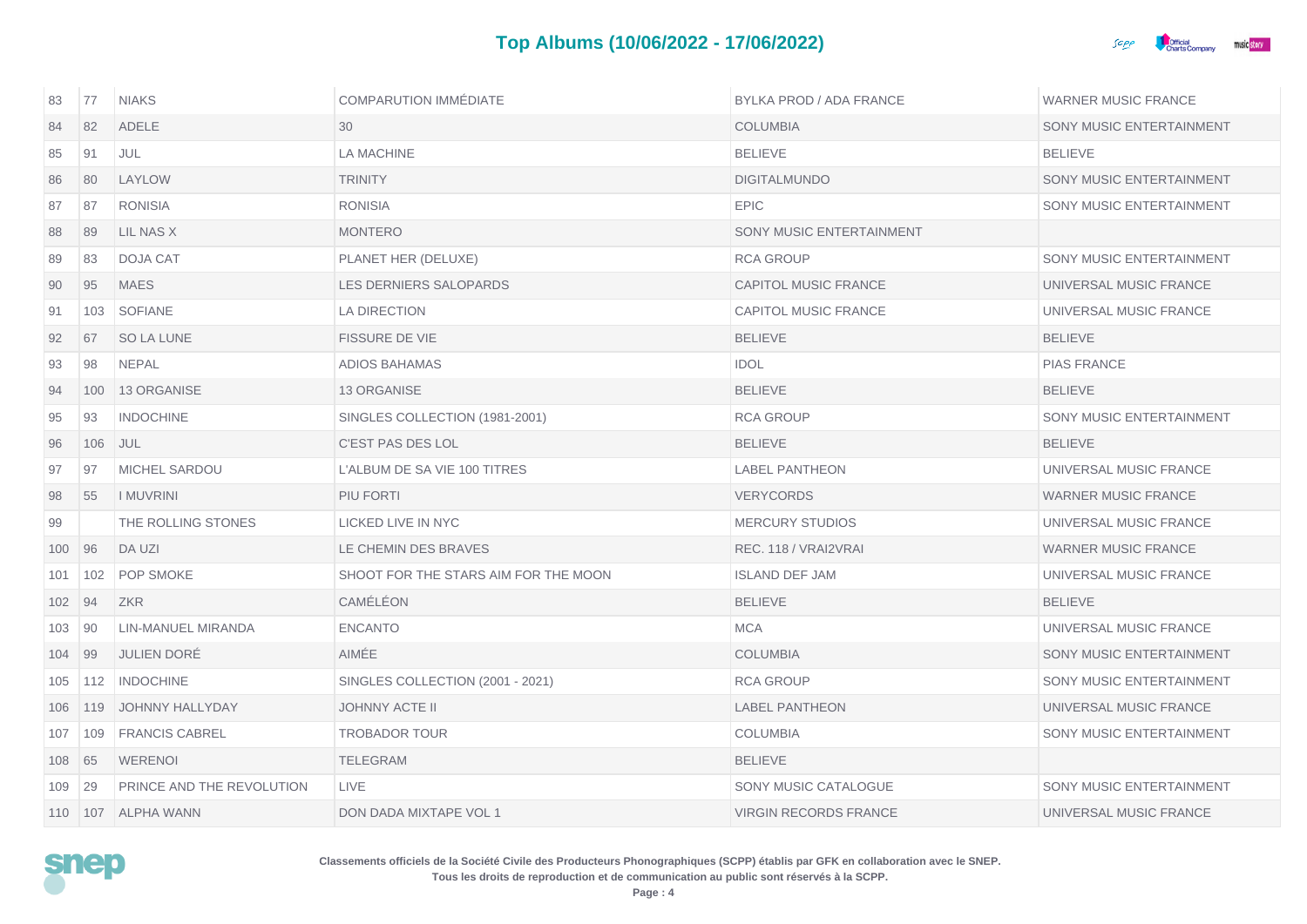## Top Albums (10/06/2022 - 17/06/2022)

| | | | | | |
|---|---|---|---|---|---|
| 83 | 77 | NIAKS | COMPARUTION IMMÉDIATE | BYLKA PROD / ADA FRANCE | WARNER MUSIC FRANCE |
| 84 | 82 | ADELE | 30 | COLUMBIA | SONY MUSIC ENTERTAINMENT |
| 85 | 91 | JUL | LA MACHINE | BELIEVE | BELIEVE |
| 86 | 80 | LAYLOW | TRINITY | DIGITALMUNDO | SONY MUSIC ENTERTAINMENT |
| 87 | 87 | RONISIA | RONISIA | EPIC | SONY MUSIC ENTERTAINMENT |
| 88 | 89 | LIL NAS X | MONTERO | SONY MUSIC ENTERTAINMENT | |
| 89 | 83 | DOJA CAT | PLANET HER (DELUXE) | RCA GROUP | SONY MUSIC ENTERTAINMENT |
| 90 | 95 | MAES | LES DERNIERS SALOPARDS | CAPITOL MUSIC FRANCE | UNIVERSAL MUSIC FRANCE |
| 91 | 103 | SOFIANE | LA DIRECTION | CAPITOL MUSIC FRANCE | UNIVERSAL MUSIC FRANCE |
| 92 | 67 | SO LA LUNE | FISSURE DE VIE | BELIEVE | BELIEVE |
| 93 | 98 | NEPAL | ADIOS BAHAMAS | IDOL | PIAS FRANCE |
| 94 | 100 | 13 ORGANISE | 13 ORGANISE | BELIEVE | BELIEVE |
| 95 | 93 | INDOCHINE | SINGLES COLLECTION (1981-2001) | RCA GROUP | SONY MUSIC ENTERTAINMENT |
| 96 | 106 | JUL | C'EST PAS DES LOL | BELIEVE | BELIEVE |
| 97 | 97 | MICHEL SARDOU | L'ALBUM DE SA VIE 100 TITRES | LABEL PANTHEON | UNIVERSAL MUSIC FRANCE |
| 98 | 55 | I MUVRINI | PIU FORTI | VERYCORDS | WARNER MUSIC FRANCE |
| 99 | | THE ROLLING STONES | LICKED LIVE IN NYC | MERCURY STUDIOS | UNIVERSAL MUSIC FRANCE |
| 100 | 96 | DA UZI | LE CHEMIN DES BRAVES | REC. 118 / VRAI2VRAI | WARNER MUSIC FRANCE |
| 101 | 102 | POP SMOKE | SHOOT FOR THE STARS AIM FOR THE MOON | ISLAND DEF JAM | UNIVERSAL MUSIC FRANCE |
| 102 | 94 | ZKR | CAMÉLÉON | BELIEVE | BELIEVE |
| 103 | 90 | LIN-MANUEL MIRANDA | ENCANTO | MCA | UNIVERSAL MUSIC FRANCE |
| 104 | 99 | JULIEN DORÉ | AIMÉE | COLUMBIA | SONY MUSIC ENTERTAINMENT |
| 105 | 112 | INDOCHINE | SINGLES COLLECTION (2001 - 2021) | RCA GROUP | SONY MUSIC ENTERTAINMENT |
| 106 | 119 | JOHNNY HALLYDAY | JOHNNY ACTE II | LABEL PANTHEON | UNIVERSAL MUSIC FRANCE |
| 107 | 109 | FRANCIS CABREL | TROBADOR TOUR | COLUMBIA | SONY MUSIC ENTERTAINMENT |
| 108 | 65 | WERENOI | TELEGRAM | BELIEVE | |
| 109 | 29 | PRINCE AND THE REVOLUTION | LIVE | SONY MUSIC CATALOGUE | SONY MUSIC ENTERTAINMENT |
| 110 | 107 | ALPHA WANN | DON DADA MIXTAPE VOL 1 | VIRGIN RECORDS FRANCE | UNIVERSAL MUSIC FRANCE |

**Classements officiels de la Société Civile des Producteurs Phonographiques (SCPP) établis par GFK en collaboration avec le SNEP.**
**Tous les droits de reproduction et de communication au public sont réservés à la SCPP.**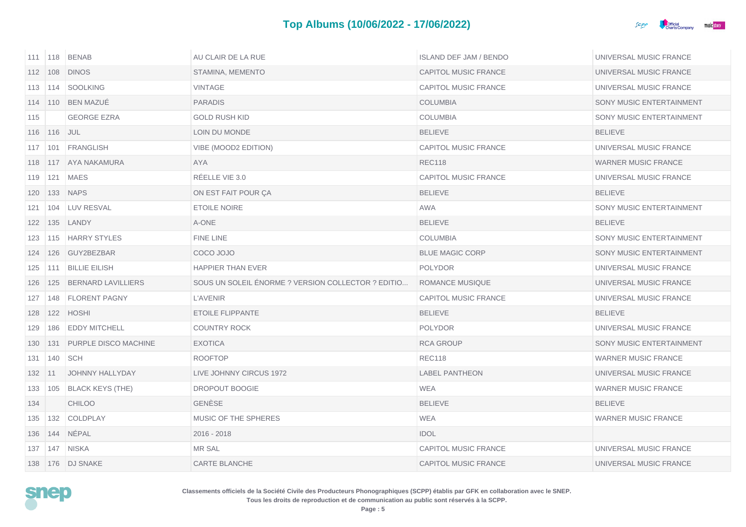## Top Albums (10/06/2022 - 17/06/2022)

| | | | | | |
|---|---|---|---|---|---|
| 111 | 118 | BENAB | AU CLAIR DE LA RUE | ISLAND DEF JAM / BENDO | UNIVERSAL MUSIC FRANCE |
| 112 | 108 | DINOS | STAMINA, MEMENTO | CAPITOL MUSIC FRANCE | UNIVERSAL MUSIC FRANCE |
| 113 | 114 | SOOLKING | VINTAGE | CAPITOL MUSIC FRANCE | UNIVERSAL MUSIC FRANCE |
| 114 | 110 | BEN MAZUÉ | PARADIS | COLUMBIA | SONY MUSIC ENTERTAINMENT |
| 115 | | GEORGE EZRA | GOLD RUSH KID | COLUMBIA | SONY MUSIC ENTERTAINMENT |
| 116 | 116 | JUL | LOIN DU MONDE | BELIEVE | BELIEVE |
| 117 | 101 | FRANGLISH | VIBE (MOOD2 EDITION) | CAPITOL MUSIC FRANCE | UNIVERSAL MUSIC FRANCE |
| 118 | 117 | AYA NAKAMURA | AYA | REC118 | WARNER MUSIC FRANCE |
| 119 | 121 | MAES | RÉELLE VIE 3.0 | CAPITOL MUSIC FRANCE | UNIVERSAL MUSIC FRANCE |
| 120 | 133 | NAPS | ON EST FAIT POUR ÇA | BELIEVE | BELIEVE |
| 121 | 104 | LUV RESVAL | ETOILE NOIRE | AWA | SONY MUSIC ENTERTAINMENT |
| 122 | 135 | LANDY | A-ONE | BELIEVE | BELIEVE |
| 123 | 115 | HARRY STYLES | FINE LINE | COLUMBIA | SONY MUSIC ENTERTAINMENT |
| 124 | 126 | GUY2BEZBAR | COCO JOJO | BLUE MAGIC CORP | SONY MUSIC ENTERTAINMENT |
| 125 | 111 | BILLIE EILISH | HAPPIER THAN EVER | POLYDOR | UNIVERSAL MUSIC FRANCE |
| 126 | 125 | BERNARD LAVILLIERS | SOUS UN SOLEIL ÉNORME ? VERSION COLLECTOR ? EDITIO... | ROMANCE MUSIQUE | UNIVERSAL MUSIC FRANCE |
| 127 | 148 | FLORENT PAGNY | L'AVENIR | CAPITOL MUSIC FRANCE | UNIVERSAL MUSIC FRANCE |
| 128 | 122 | HOSHI | ETOILE FLIPPANTE | BELIEVE | BELIEVE |
| 129 | 186 | EDDY MITCHELL | COUNTRY ROCK | POLYDOR | UNIVERSAL MUSIC FRANCE |
| 130 | 131 | PURPLE DISCO MACHINE | EXOTICA | RCA GROUP | SONY MUSIC ENTERTAINMENT |
| 131 | 140 | SCH | ROOFTOP | REC118 | WARNER MUSIC FRANCE |
| 132 | 11 | JOHNNY HALLYDAY | LIVE JOHNNY CIRCUS 1972 | LABEL PANTHEON | UNIVERSAL MUSIC FRANCE |
| 133 | 105 | BLACK KEYS (THE) | DROPOUT BOOGIE | WEA | WARNER MUSIC FRANCE |
| 134 | | CHILOO | GENÈSE | BELIEVE | BELIEVE |
| 135 | 132 | COLDPLAY | MUSIC OF THE SPHERES | WEA | WARNER MUSIC FRANCE |
| 136 | 144 | NÉPAL | 2016 - 2018 | IDOL | |
| 137 | 147 | NISKA | MR SAL | CAPITOL MUSIC FRANCE | UNIVERSAL MUSIC FRANCE |
| 138 | 176 | DJ SNAKE | CARTE BLANCHE | CAPITOL MUSIC FRANCE | UNIVERSAL MUSIC FRANCE |

**Classements officiels de la Société Civile des Producteurs Phonographiques (SCPP) établis par GFK en collaboration avec le SNEP.**
**Tous les droits de reproduction et de communication au public sont réservés à la SCPP.**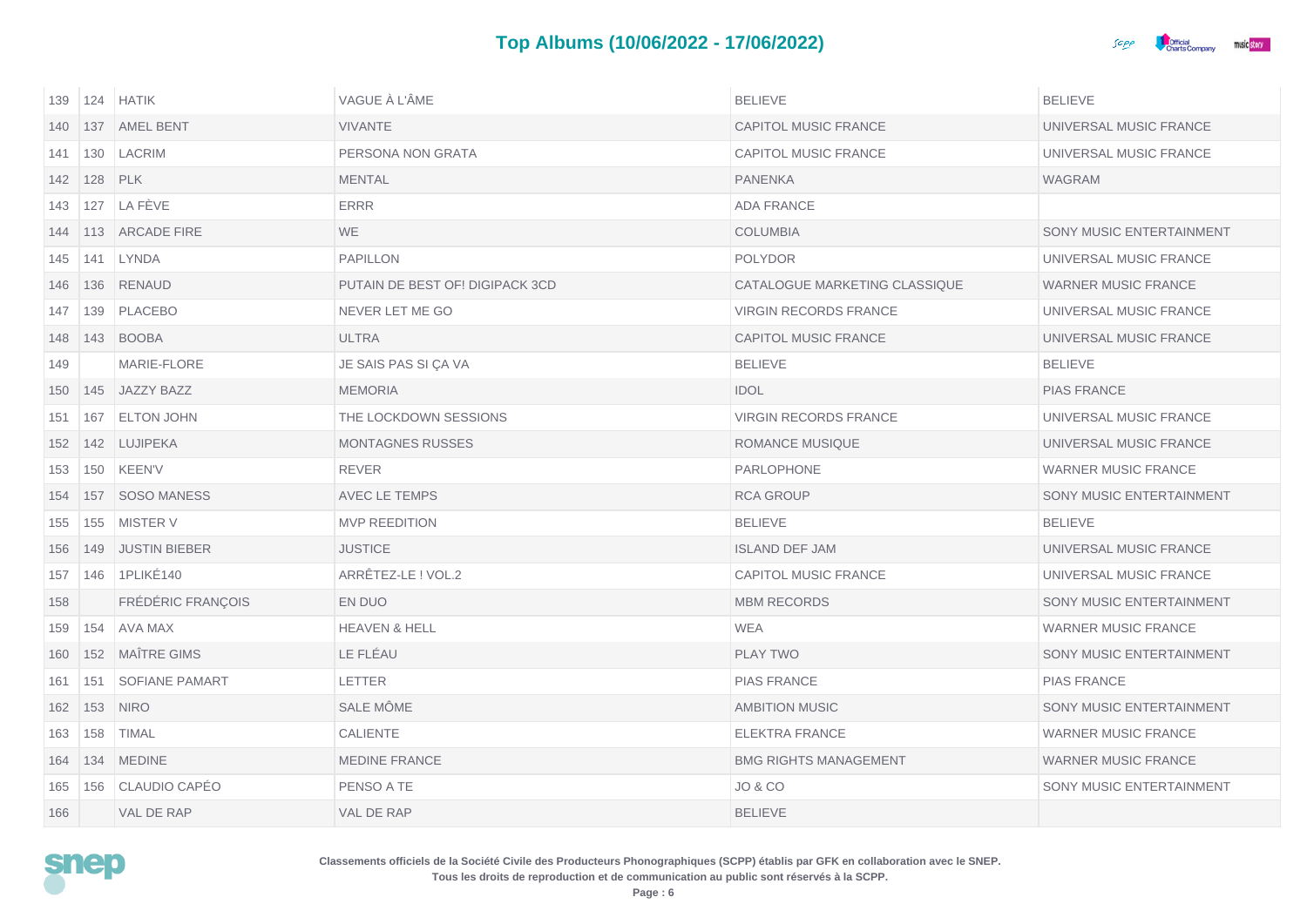## Top Albums (10/06/2022 - 17/06/2022)

| | | | | | |
|---|---|---|---|---|---|
| 139 | 124 | HATIK | VAGUE À L'ÂME | BELIEVE | BELIEVE |
| 140 | 137 | AMEL BENT | VIVANTE | CAPITOL MUSIC FRANCE | UNIVERSAL MUSIC FRANCE |
| 141 | 130 | LACRIM | PERSONA NON GRATA | CAPITOL MUSIC FRANCE | UNIVERSAL MUSIC FRANCE |
| 142 | 128 | PLK | MENTAL | PANENKA | WAGRAM |
| 143 | 127 | LA FÈVE | ERRR | ADA FRANCE | |
| 144 | 113 | ARCADE FIRE | WE | COLUMBIA | SONY MUSIC ENTERTAINMENT |
| 145 | 141 | LYNDA | PAPILLON | POLYDOR | UNIVERSAL MUSIC FRANCE |
| 146 | 136 | RENAUD | PUTAIN DE BEST OF! DIGIPACK 3CD | CATALOGUE MARKETING CLASSIQUE | WARNER MUSIC FRANCE |
| 147 | 139 | PLACEBO | NEVER LET ME GO | VIRGIN RECORDS FRANCE | UNIVERSAL MUSIC FRANCE |
| 148 | 143 | BOOBA | ULTRA | CAPITOL MUSIC FRANCE | UNIVERSAL MUSIC FRANCE |
| 149 | | MARIE-FLORE | JE SAIS PAS SI ÇA VA | BELIEVE | BELIEVE |
| 150 | 145 | JAZZY BAZZ | MEMORIA | IDOL | PIAS FRANCE |
| 151 | 167 | ELTON JOHN | THE LOCKDOWN SESSIONS | VIRGIN RECORDS FRANCE | UNIVERSAL MUSIC FRANCE |
| 152 | 142 | LUJIPEKA | MONTAGNES RUSSES | ROMANCE MUSIQUE | UNIVERSAL MUSIC FRANCE |
| 153 | 150 | KEEN'V | REVER | PARLOPHONE | WARNER MUSIC FRANCE |
| 154 | 157 | SOSO MANESS | AVEC LE TEMPS | RCA GROUP | SONY MUSIC ENTERTAINMENT |
| 155 | 155 | MISTER V | MVP REEDITION | BELIEVE | BELIEVE |
| 156 | 149 | JUSTIN BIEBER | JUSTICE | ISLAND DEF JAM | UNIVERSAL MUSIC FRANCE |
| 157 | 146 | 1PLIKÉ140 | ARRÊTEZ-LE ! VOL.2 | CAPITOL MUSIC FRANCE | UNIVERSAL MUSIC FRANCE |
| 158 | | FRÉDÉRIC FRANÇOIS | EN DUO | MBM RECORDS | SONY MUSIC ENTERTAINMENT |
| 159 | 154 | AVA MAX | HEAVEN & HELL | WEA | WARNER MUSIC FRANCE |
| 160 | 152 | MAÎTRE GIMS | LE FLÉAU | PLAY TWO | SONY MUSIC ENTERTAINMENT |
| 161 | 151 | SOFIANE PAMART | LETTER | PIAS FRANCE | PIAS FRANCE |
| 162 | 153 | NIRO | SALE MÔME | AMBITION MUSIC | SONY MUSIC ENTERTAINMENT |
| 163 | 158 | TIMAL | CALIENTE | ELEKTRA FRANCE | WARNER MUSIC FRANCE |
| 164 | 134 | MEDINE | MEDINE FRANCE | BMG RIGHTS MANAGEMENT | WARNER MUSIC FRANCE |
| 165 | 156 | CLAUDIO CAPÉO | PENSO A TE | JO & CO | SONY MUSIC ENTERTAINMENT |
| 166 | | VAL DE RAP | VAL DE RAP | BELIEVE | |

**Classements officiels de la Société Civile des Producteurs Phonographiques (SCPP) établis par GFK en collaboration avec le SNEP.**
**Tous les droits de reproduction et de communication au public sont réservés à la SCPP.**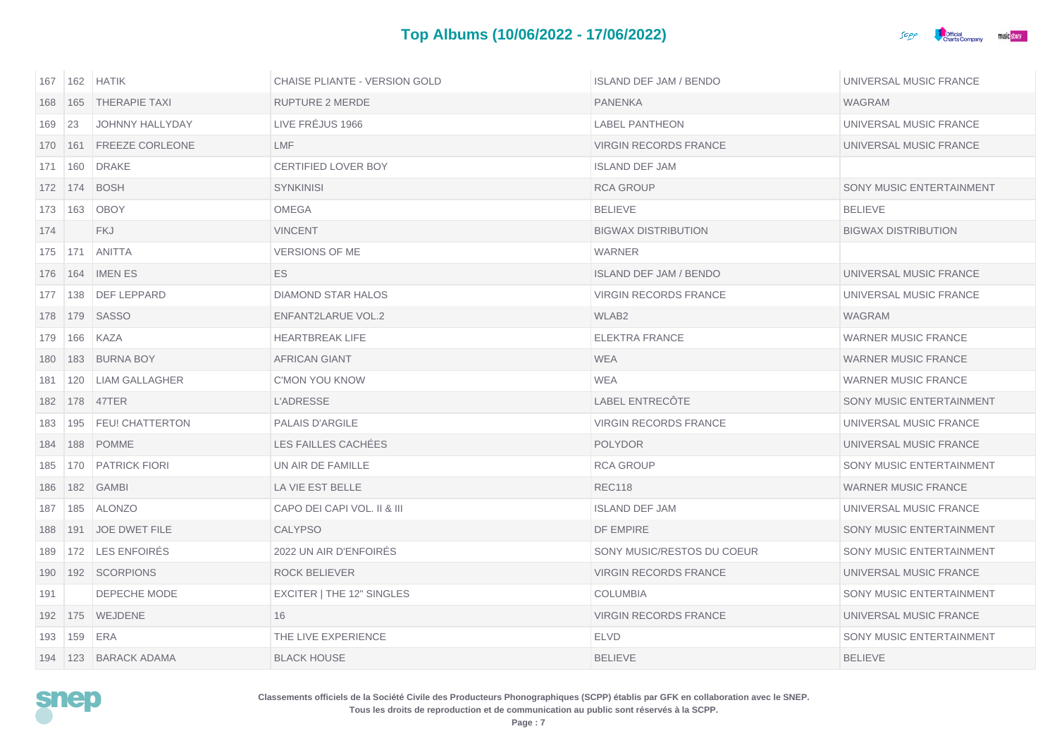## Top Albums (10/06/2022 - 17/06/2022)

| | | | | | |
|---|---|---|---|---|---|
| 167 | 162 | HATIK | CHAISE PLIANTE - VERSION GOLD | ISLAND DEF JAM / BENDO | UNIVERSAL MUSIC FRANCE |
| 168 | 165 | THERAPIE TAXI | RUPTURE 2 MERDE | PANENKA | WAGRAM |
| 169 | 23 | JOHNNY HALLYDAY | LIVE FRÉJUS 1966 | LABEL PANTHEON | UNIVERSAL MUSIC FRANCE |
| 170 | 161 | FREEZE CORLEONE | LMF | VIRGIN RECORDS FRANCE | UNIVERSAL MUSIC FRANCE |
| 171 | 160 | DRAKE | CERTIFIED LOVER BOY | ISLAND DEF JAM | |
| 172 | 174 | BOSH | SYNKINISI | RCA GROUP | SONY MUSIC ENTERTAINMENT |
| 173 | 163 | OBOY | OMEGA | BELIEVE | BELIEVE |
| 174 | | FKJ | VINCENT | BIGWAX DISTRIBUTION | BIGWAX DISTRIBUTION |
| 175 | 171 | ANITTA | VERSIONS OF ME | WARNER | |
| 176 | 164 | IMEN ES | ES | ISLAND DEF JAM / BENDO | UNIVERSAL MUSIC FRANCE |
| 177 | 138 | DEF LEPPARD | DIAMOND STAR HALOS | VIRGIN RECORDS FRANCE | UNIVERSAL MUSIC FRANCE |
| 178 | 179 | SASSO | ENFANT2LARUE VOL.2 | WLAB2 | WAGRAM |
| 179 | 166 | KAZA | HEARTBREAK LIFE | ELEKTRA FRANCE | WARNER MUSIC FRANCE |
| 180 | 183 | BURNA BOY | AFRICAN GIANT | WEA | WARNER MUSIC FRANCE |
| 181 | 120 | LIAM GALLAGHER | C'MON YOU KNOW | WEA | WARNER MUSIC FRANCE |
| 182 | 178 | 47TER | L'ADRESSE | LABEL ENTRECÔTE | SONY MUSIC ENTERTAINMENT |
| 183 | 195 | FEU! CHATTERTON | PALAIS D'ARGILE | VIRGIN RECORDS FRANCE | UNIVERSAL MUSIC FRANCE |
| 184 | 188 | POMME | LES FAILLES CACHÉES | POLYDOR | UNIVERSAL MUSIC FRANCE |
| 185 | 170 | PATRICK FIORI | UN AIR DE FAMILLE | RCA GROUP | SONY MUSIC ENTERTAINMENT |
| 186 | 182 | GAMBI | LA VIE EST BELLE | REC118 | WARNER MUSIC FRANCE |
| 187 | 185 | ALONZO | CAPO DEI CAPI VOL. II & III | ISLAND DEF JAM | UNIVERSAL MUSIC FRANCE |
| 188 | 191 | JOE DWET FILE | CALYPSO | DF EMPIRE | SONY MUSIC ENTERTAINMENT |
| 189 | 172 | LES ENFOIRÉS | 2022 UN AIR D'ENFOIRÉS | SONY MUSIC/RESTOS DU COEUR | SONY MUSIC ENTERTAINMENT |
| 190 | 192 | SCORPIONS | ROCK BELIEVER | VIRGIN RECORDS FRANCE | UNIVERSAL MUSIC FRANCE |
| 191 | | DEPECHE MODE | EXCITER \| THE 12" SINGLES | COLUMBIA | SONY MUSIC ENTERTAINMENT |
| 192 | 175 | WEJDENE | 16 | VIRGIN RECORDS FRANCE | UNIVERSAL MUSIC FRANCE |
| 193 | 159 | ERA | THE LIVE EXPERIENCE | ELVD | SONY MUSIC ENTERTAINMENT |
| 194 | 123 | BARACK ADAMA | BLACK HOUSE | BELIEVE | BELIEVE |

**Classements officiels de la Société Civile des Producteurs Phonographiques (SCPP) établis par GFK en collaboration avec le SNEP.**
**Tous les droits de reproduction et de communication au public sont réservés à la SCPP.**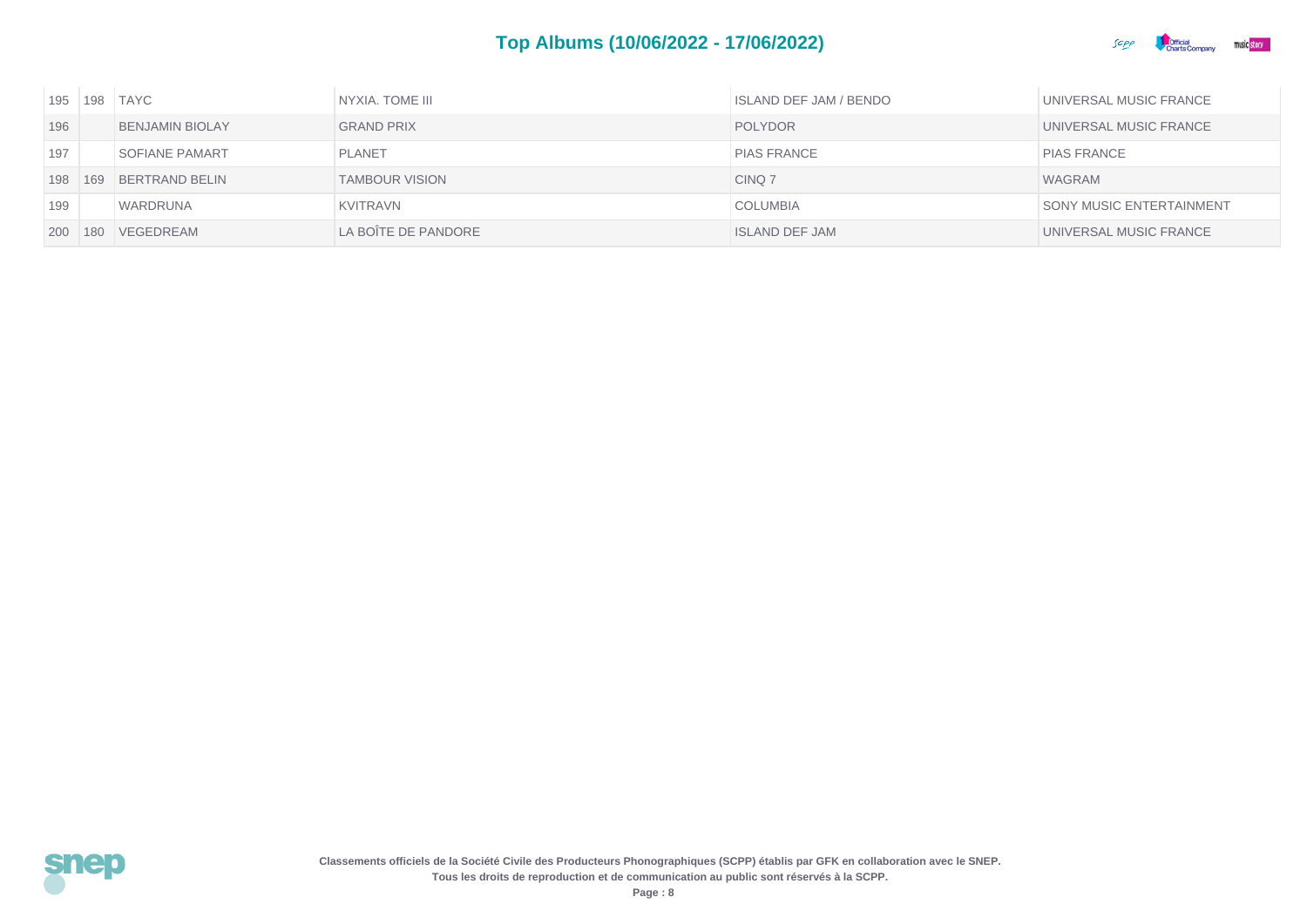# Top Albums (10/06/2022 - 17/06/2022)

| | | | | | |
|---|---|---|---|---|---|
| 195 | 198 | TAYC | NYXIA. TOME III | ISLAND DEF JAM / BENDO | UNIVERSAL MUSIC FRANCE |
| 196 | | BENJAMIN BIOLAY | GRAND PRIX | POLYDOR | UNIVERSAL MUSIC FRANCE |
| 197 | | SOFIANE PAMART | PLANET | PIAS FRANCE | PIAS FRANCE |
| 198 | 169 | BERTRAND BELIN | TAMBOUR VISION | CINQ 7 | WAGRAM |
| 199 | | WARDRUNA | KVITRAVN | COLUMBIA | SONY MUSIC ENTERTAINMENT |
| 200 | 180 | VEGEDREAM | LA BOÎTE DE PANDORE | ISLAND DEF JAM | UNIVERSAL MUSIC FRANCE |

**Classements officiels de la Société Civile des Producteurs Phonographiques (SCPP) établis par GFK en collaboration avec le SNEP.**
**Tous les droits de reproduction et de communication au public sont réservés à la SCPP.**